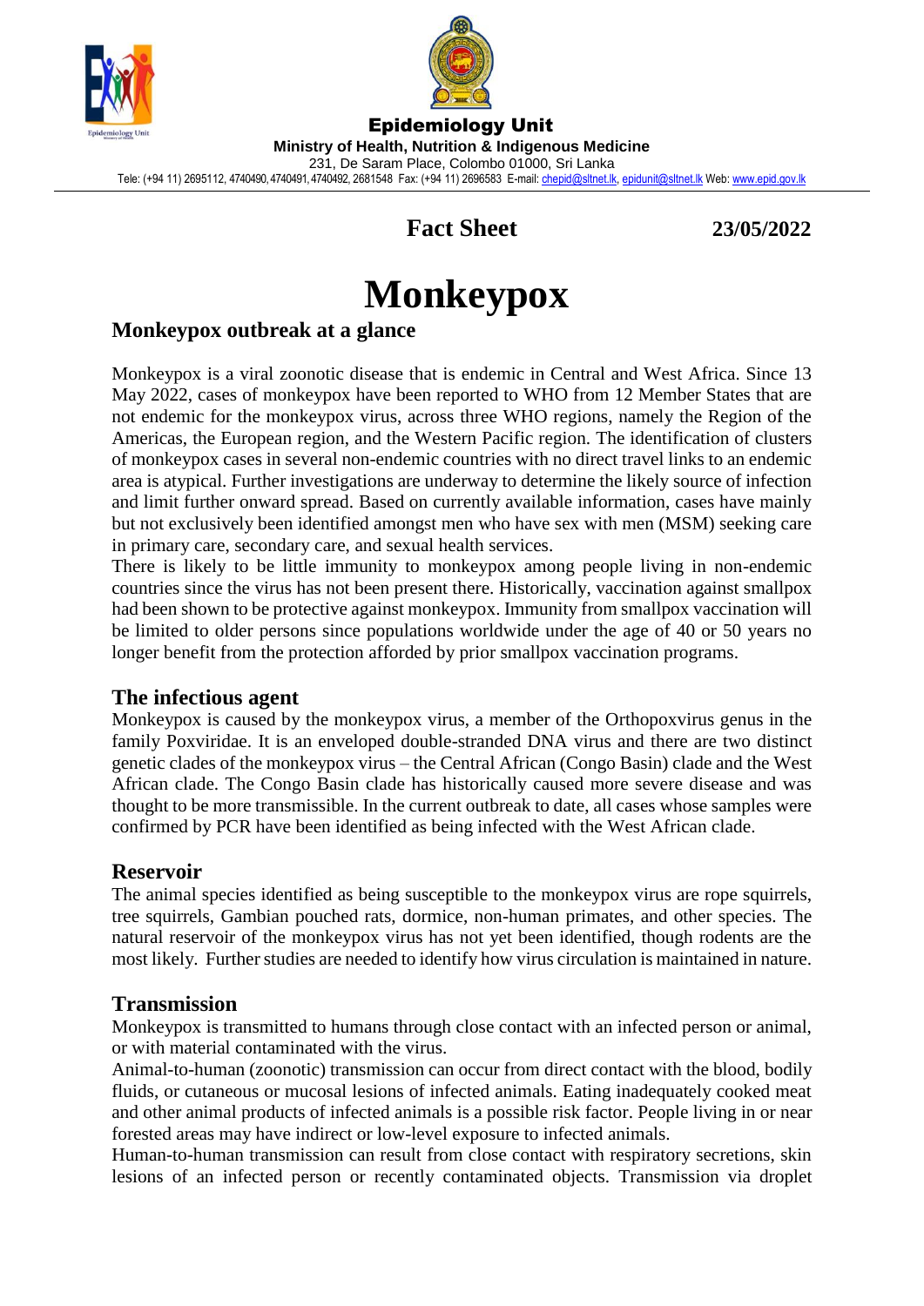**Epidemiology Unit**

**Ministry of Health, Nutrition & Indigenous Medicine**

231, De Saram Place, Colombo 01000, Sri Lanka

Tele: (+94 11) 2695112, 4740490, 4740491, 4740492, 2681548 Fax: (+94 11) 2696583 E-mail: chepid@sltnet.lk, epidunit@sltnet.lk Web: www.epid.gov.lk

**Fact Sheet** **23/05/2022**

# Monkeypox

## Monkeypox outbreak at a glance

Monkeypox is a viral zoonotic disease that is endemic in Central and West Africa. Since 13 May 2022, cases of monkeypox have been reported to WHO from 12 Member States that are not endemic for the monkeypox virus, across three WHO regions, namely the Region of the Americas, the European region, and the Western Pacific region. The identification of clusters of monkeypox cases in several non-endemic countries with no direct travel links to an endemic area is atypical. Further investigations are underway to determine the likely source of infection and limit further onward spread. Based on currently available information, cases have mainly but not exclusively been identified amongst men who have sex with men (MSM) seeking care in primary care, secondary care, and sexual health services.

There is likely to be little immunity to monkeypox among people living in non-endemic countries since the virus has not been present there. Historically, vaccination against smallpox had been shown to be protective against monkeypox. Immunity from smallpox vaccination will be limited to older persons since populations worldwide under the age of 40 or 50 years no longer benefit from the protection afforded by prior smallpox vaccination programs.

## The infectious agent

Monkeypox is caused by the monkeypox virus, a member of the Orthopoxvirus genus in the family Poxviridae. It is an enveloped double-stranded DNA virus and there are two distinct genetic clades of the monkeypox virus – the Central African (Congo Basin) clade and the West African clade. The Congo Basin clade has historically caused more severe disease and was thought to be more transmissible. In the current outbreak to date, all cases whose samples were confirmed by PCR have been identified as being infected with the West African clade.

## Reservoir

The animal species identified as being susceptible to the monkeypox virus are rope squirrels, tree squirrels, Gambian pouched rats, dormice, non-human primates, and other species. The natural reservoir of the monkeypox virus has not yet been identified, though rodents are the most likely. Further studies are needed to identify how virus circulation is maintained in nature.

## Transmission

Monkeypox is transmitted to humans through close contact with an infected person or animal, or with material contaminated with the virus.

Animal-to-human (zoonotic) transmission can occur from direct contact with the blood, bodily fluids, or cutaneous or mucosal lesions of infected animals. Eating inadequately cooked meat and other animal products of infected animals is a possible risk factor. People living in or near forested areas may have indirect or low-level exposure to infected animals.

Human-to-human transmission can result from close contact with respiratory secretions, skin lesions of an infected person or recently contaminated objects. Transmission via droplet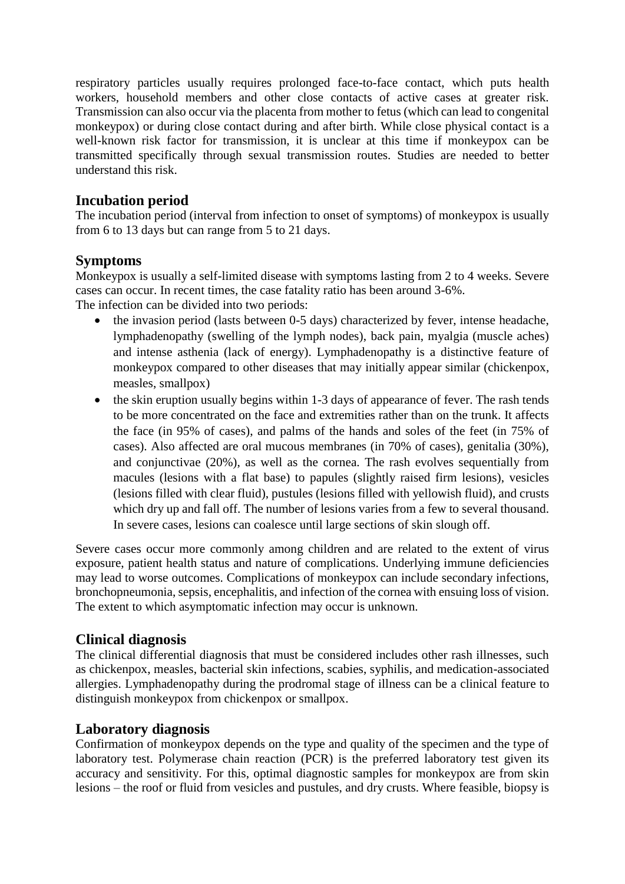respiratory particles usually requires prolonged face-to-face contact, which puts health workers, household members and other close contacts of active cases at greater risk. Transmission can also occur via the placenta from mother to fetus (which can lead to congenital monkeypox) or during close contact during and after birth. While close physical contact is a well-known risk factor for transmission, it is unclear at this time if monkeypox can be transmitted specifically through sexual transmission routes. Studies are needed to better understand this risk.

## Incubation period

The incubation period (interval from infection to onset of symptoms) of monkeypox is usually from 6 to 13 days but can range from 5 to 21 days.

## Symptoms

Monkeypox is usually a self-limited disease with symptoms lasting from 2 to 4 weeks. Severe cases can occur. In recent times, the case fatality ratio has been around 3-6%.
The infection can be divided into two periods:

- the invasion period (lasts between 0-5 days) characterized by fever, intense headache, lymphadenopathy (swelling of the lymph nodes), back pain, myalgia (muscle aches) and intense asthenia (lack of energy). Lymphadenopathy is a distinctive feature of monkeypox compared to other diseases that may initially appear similar (chickenpox, measles, smallpox)
- the skin eruption usually begins within 1-3 days of appearance of fever. The rash tends to be more concentrated on the face and extremities rather than on the trunk. It affects the face (in 95% of cases), and palms of the hands and soles of the feet (in 75% of cases). Also affected are oral mucous membranes (in 70% of cases), genitalia (30%), and conjunctivae (20%), as well as the cornea. The rash evolves sequentially from macules (lesions with a flat base) to papules (slightly raised firm lesions), vesicles (lesions filled with clear fluid), pustules (lesions filled with yellowish fluid), and crusts which dry up and fall off. The number of lesions varies from a few to several thousand. In severe cases, lesions can coalesce until large sections of skin slough off.

Severe cases occur more commonly among children and are related to the extent of virus exposure, patient health status and nature of complications. Underlying immune deficiencies may lead to worse outcomes. Complications of monkeypox can include secondary infections, bronchopneumonia, sepsis, encephalitis, and infection of the cornea with ensuing loss of vision. The extent to which asymptomatic infection may occur is unknown.

## Clinical diagnosis

The clinical differential diagnosis that must be considered includes other rash illnesses, such as chickenpox, measles, bacterial skin infections, scabies, syphilis, and medication-associated allergies. Lymphadenopathy during the prodromal stage of illness can be a clinical feature to distinguish monkeypox from chickenpox or smallpox.

## Laboratory diagnosis

Confirmation of monkeypox depends on the type and quality of the specimen and the type of laboratory test. Polymerase chain reaction (PCR) is the preferred laboratory test given its accuracy and sensitivity. For this, optimal diagnostic samples for monkeypox are from skin lesions – the roof or fluid from vesicles and pustules, and dry crusts. Where feasible, biopsy is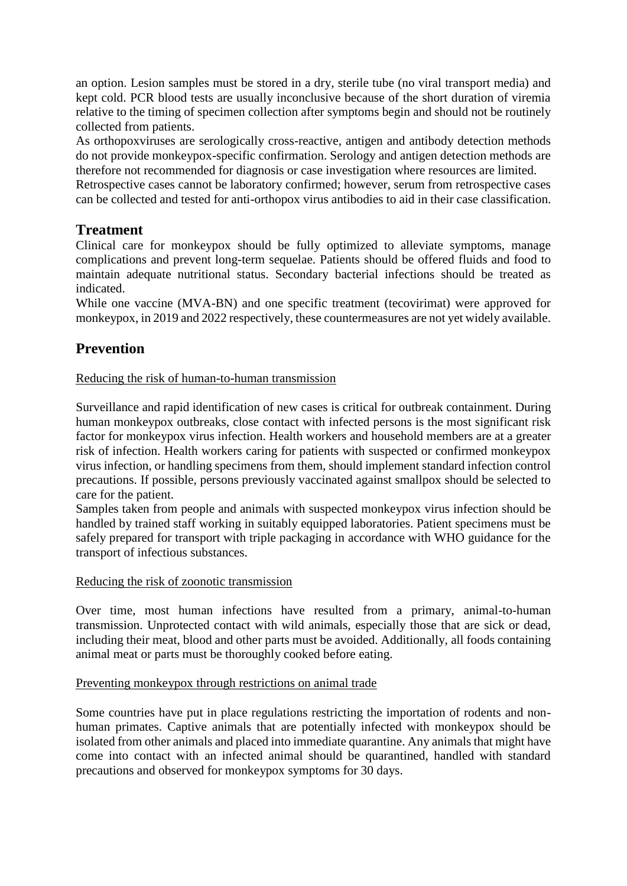an option. Lesion samples must be stored in a dry, sterile tube (no viral transport media) and kept cold. PCR blood tests are usually inconclusive because of the short duration of viremia relative to the timing of specimen collection after symptoms begin and should not be routinely collected from patients.

As orthopoxviruses are serologically cross-reactive, antigen and antibody detection methods do not provide monkeypox-specific confirmation. Serology and antigen detection methods are therefore not recommended for diagnosis or case investigation where resources are limited.

Retrospective cases cannot be laboratory confirmed; however, serum from retrospective cases can be collected and tested for anti-orthopox virus antibodies to aid in their case classification.

## Treatment

Clinical care for monkeypox should be fully optimized to alleviate symptoms, manage complications and prevent long-term sequelae. Patients should be offered fluids and food to maintain adequate nutritional status. Secondary bacterial infections should be treated as indicated.

While one vaccine (MVA-BN) and one specific treatment (tecovirimat) were approved for monkeypox, in 2019 and 2022 respectively, these countermeasures are not yet widely available.

## Prevention

<u>Reducing the risk of human-to-human transmission</u>

Surveillance and rapid identification of new cases is critical for outbreak containment. During human monkeypox outbreaks, close contact with infected persons is the most significant risk factor for monkeypox virus infection. Health workers and household members are at a greater risk of infection. Health workers caring for patients with suspected or confirmed monkeypox virus infection, or handling specimens from them, should implement standard infection control precautions. If possible, persons previously vaccinated against smallpox should be selected to care for the patient.

Samples taken from people and animals with suspected monkeypox virus infection should be handled by trained staff working in suitably equipped laboratories. Patient specimens must be safely prepared for transport with triple packaging in accordance with WHO guidance for the transport of infectious substances.

<u>Reducing the risk of zoonotic transmission</u>

Over time, most human infections have resulted from a primary, animal-to-human transmission. Unprotected contact with wild animals, especially those that are sick or dead, including their meat, blood and other parts must be avoided. Additionally, all foods containing animal meat or parts must be thoroughly cooked before eating.

<u>Preventing monkeypox through restrictions on animal trade</u>

Some countries have put in place regulations restricting the importation of rodents and non-human primates. Captive animals that are potentially infected with monkeypox should be isolated from other animals and placed into immediate quarantine. Any animals that might have come into contact with an infected animal should be quarantined, handled with standard precautions and observed for monkeypox symptoms for 30 days.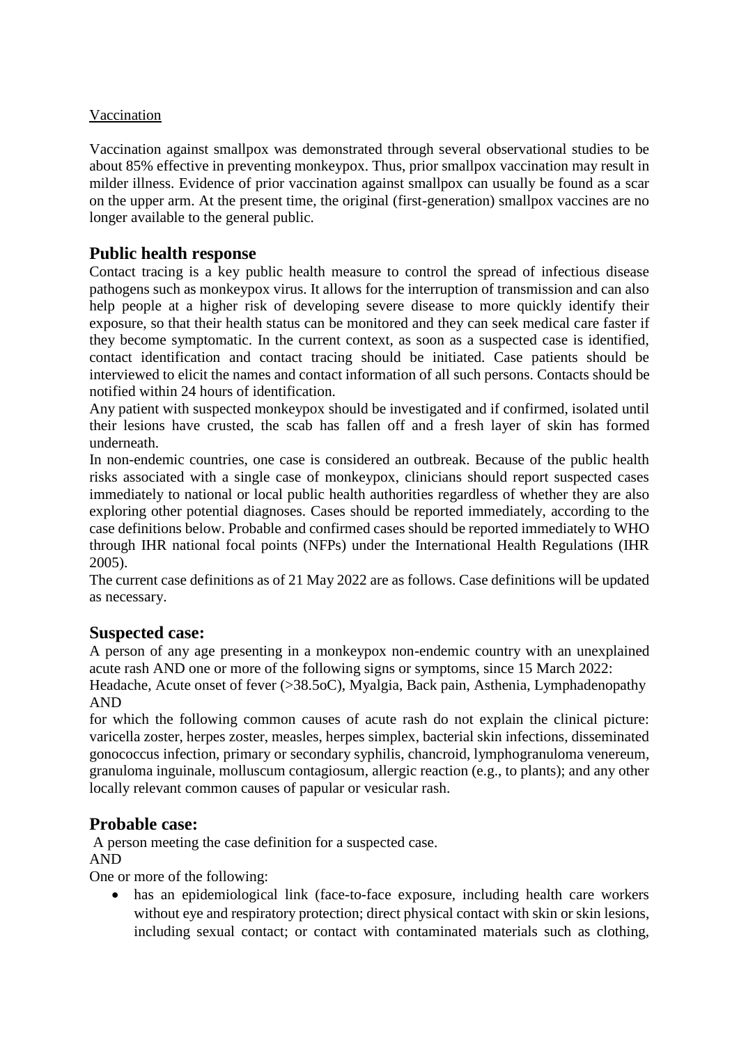Vaccination

Vaccination against smallpox was demonstrated through several observational studies to be about 85% effective in preventing monkeypox. Thus, prior smallpox vaccination may result in milder illness. Evidence of prior vaccination against smallpox can usually be found as a scar on the upper arm. At the present time, the original (first-generation) smallpox vaccines are no longer available to the general public.

## Public health response

Contact tracing is a key public health measure to control the spread of infectious disease pathogens such as monkeypox virus. It allows for the interruption of transmission and can also help people at a higher risk of developing severe disease to more quickly identify their exposure, so that their health status can be monitored and they can seek medical care faster if they become symptomatic. In the current context, as soon as a suspected case is identified, contact identification and contact tracing should be initiated. Case patients should be interviewed to elicit the names and contact information of all such persons. Contacts should be notified within 24 hours of identification.

Any patient with suspected monkeypox should be investigated and if confirmed, isolated until their lesions have crusted, the scab has fallen off and a fresh layer of skin has formed underneath.

In non-endemic countries, one case is considered an outbreak. Because of the public health risks associated with a single case of monkeypox, clinicians should report suspected cases immediately to national or local public health authorities regardless of whether they are also exploring other potential diagnoses. Cases should be reported immediately, according to the case definitions below. Probable and confirmed cases should be reported immediately to WHO through IHR national focal points (NFPs) under the International Health Regulations (IHR 2005).

The current case definitions as of 21 May 2022 are as follows. Case definitions will be updated as necessary.

## Suspected case:

A person of any age presenting in a monkeypox non-endemic country with an unexplained acute rash AND one or more of the following signs or symptoms, since 15 March 2022:

Headache, Acute onset of fever (>38.5oC), Myalgia, Back pain, Asthenia, Lymphadenopathy

AND

for which the following common causes of acute rash do not explain the clinical picture: varicella zoster, herpes zoster, measles, herpes simplex, bacterial skin infections, disseminated gonococcus infection, primary or secondary syphilis, chancroid, lymphogranuloma venereum, granuloma inguinale, molluscum contagiosum, allergic reaction (e.g., to plants); and any other locally relevant common causes of papular or vesicular rash.

## Probable case:

A person meeting the case definition for a suspected case.

AND

One or more of the following:

- has an epidemiological link (face-to-face exposure, including health care workers without eye and respiratory protection; direct physical contact with skin or skin lesions, including sexual contact; or contact with contaminated materials such as clothing,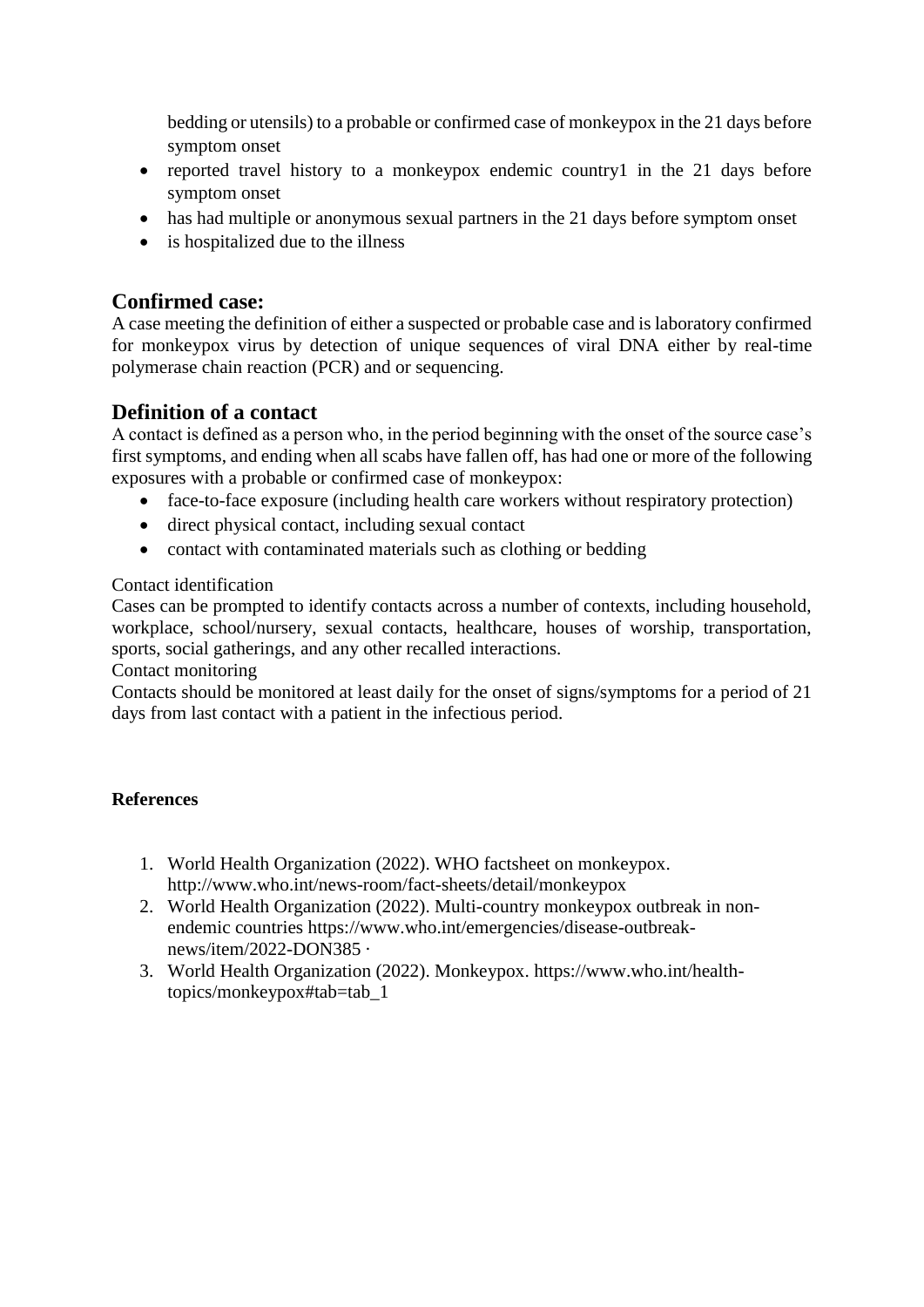bedding or utensils) to a probable or confirmed case of monkeypox in the 21 days before symptom onset

- reported travel history to a monkeypox endemic country1 in the 21 days before symptom onset
- has had multiple or anonymous sexual partners in the 21 days before symptom onset
- is hospitalized due to the illness

## Confirmed case:

A case meeting the definition of either a suspected or probable case and is laboratory confirmed for monkeypox virus by detection of unique sequences of viral DNA either by real-time polymerase chain reaction (PCR) and or sequencing.

## Definition of a contact

A contact is defined as a person who, in the period beginning with the onset of the source case's first symptoms, and ending when all scabs have fallen off, has had one or more of the following exposures with a probable or confirmed case of monkeypox:

- face-to-face exposure (including health care workers without respiratory protection)
- direct physical contact, including sexual contact
- contact with contaminated materials such as clothing or bedding

Contact identification

Cases can be prompted to identify contacts across a number of contexts, including household, workplace, school/nursery, sexual contacts, healthcare, houses of worship, transportation, sports, social gatherings, and any other recalled interactions.

Contact monitoring

Contacts should be monitored at least daily for the onset of signs/symptoms for a period of 21 days from last contact with a patient in the infectious period.

**References**

1. World Health Organization (2022). WHO factsheet on monkeypox. http://www.who.int/news-room/fact-sheets/detail/monkeypox
2. World Health Organization (2022). Multi-country monkeypox outbreak in non-endemic countries https://www.who.int/emergencies/disease-outbreak-news/item/2022-DON385 ·
3. World Health Organization (2022). Monkeypox. https://www.who.int/health-topics/monkeypox#tab=tab_1